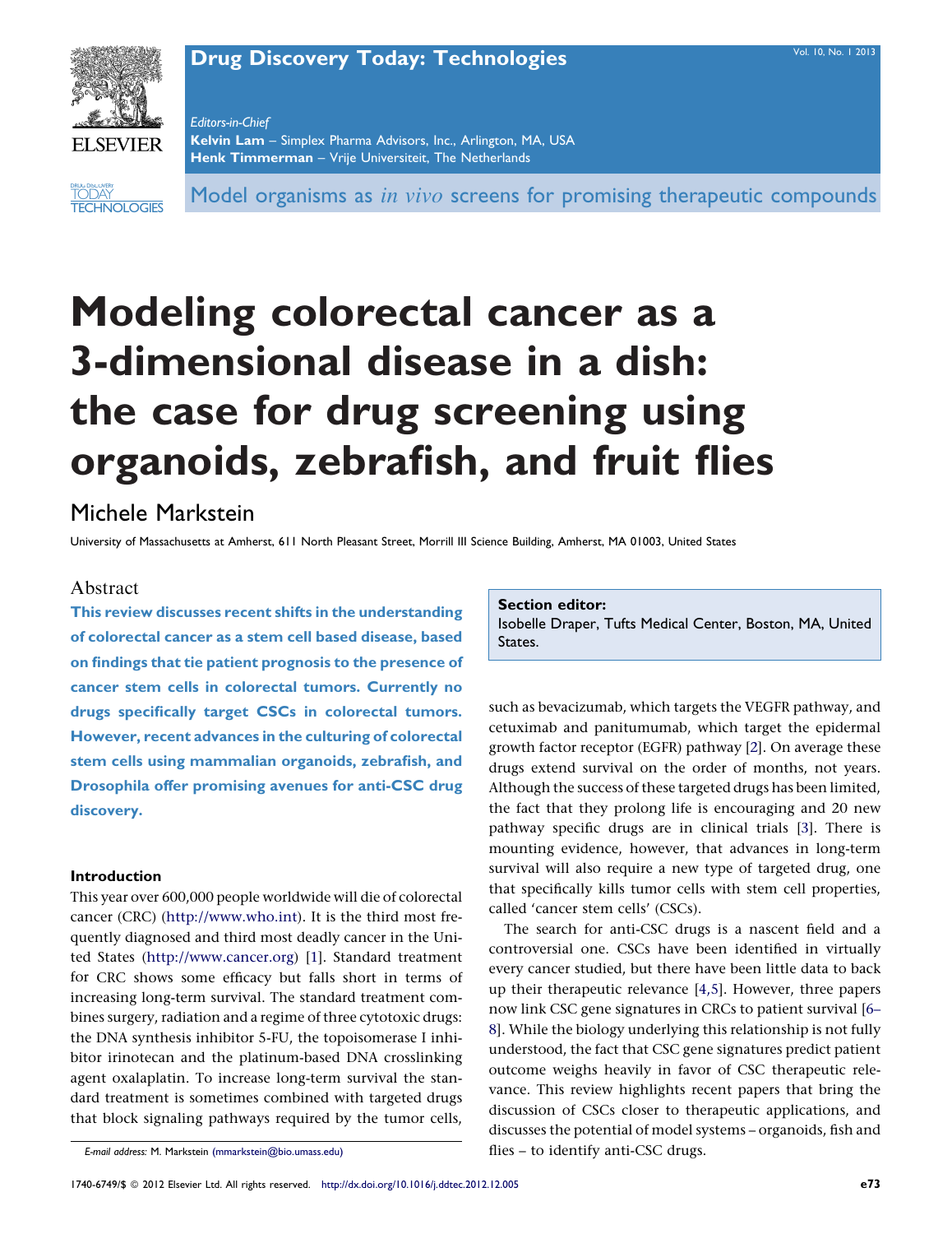Model organisms as *in vivo* screens for promising therapeutic compounds

# Modeling colorectal cancer as a 3-dimensional disease in a dish: the case for drug screening using organoids, zebrafish, and fruit flies

Michele Markstein

University of Massachusetts at Amherst, 611 North Pleasant Street, Morrill III Science Building, Amherst, MA 01003, United States

## Abstract

**This review discusses recent shifts in the understanding of colorectal cancer as a stem cell based disease, based on findings that tie patient prognosis to the presence of cancer stem cells in colorectal tumors. Currently no drugs specifically target CSCs in colorectal tumors. However, recent advances in the culturing of colorectal stem cells using mammalian organoids, zebrafish, and Drosophila offer promising avenues for anti-CSC drug discovery.**

**Section editor:**
Isobelle Draper, Tufts Medical Center, Boston, MA, United States.

### Introduction

This year over 600,000 people worldwide will die of colorectal cancer (CRC) (http://www.who.int). It is the third most frequently diagnosed and third most deadly cancer in the United States (http://www.cancer.org) [1]. Standard treatment for CRC shows some efficacy but falls short in terms of increasing long-term survival. The standard treatment combines surgery, radiation and a regime of three cytotoxic drugs: the DNA synthesis inhibitor 5-FU, the topoisomerase I inhibitor irinotecan and the platinum-based DNA crosslinking agent oxaliplatin. To increase long-term survival the standard treatment is sometimes combined with targeted drugs that block signaling pathways required by the tumor cells, such as bevacizumab, which targets the VEGFR pathway, and cetuximab and panitumumab, which target the epidermal growth factor receptor (EGFR) pathway [2]. On average these drugs extend survival on the order of months, not years. Although the success of these targeted drugs has been limited, the fact that they prolong life is encouraging and 20 new pathway specific drugs are in clinical trials [3]. There is mounting evidence, however, that advances in long-term survival will also require a new type of targeted drug, one that specifically kills tumor cells with stem cell properties, called 'cancer stem cells' (CSCs).

The search for anti-CSC drugs is a nascent field and a controversial one. CSCs have been identified in virtually every cancer studied, but there have been little data to back up their therapeutic relevance [4,5]. However, three papers now link CSC gene signatures in CRCs to patient survival [6–8]. While the biology underlying this relationship is not fully understood, the fact that CSC gene signatures predict patient outcome weighs heavily in favor of CSC therapeutic relevance. This review highlights recent papers that bring the discussion of CSCs closer to therapeutic applications, and discusses the potential of model systems – organoids, fish and flies – to identify anti-CSC drugs.

*E-mail address:* M. Markstein (mmarkstein@bio.umass.edu)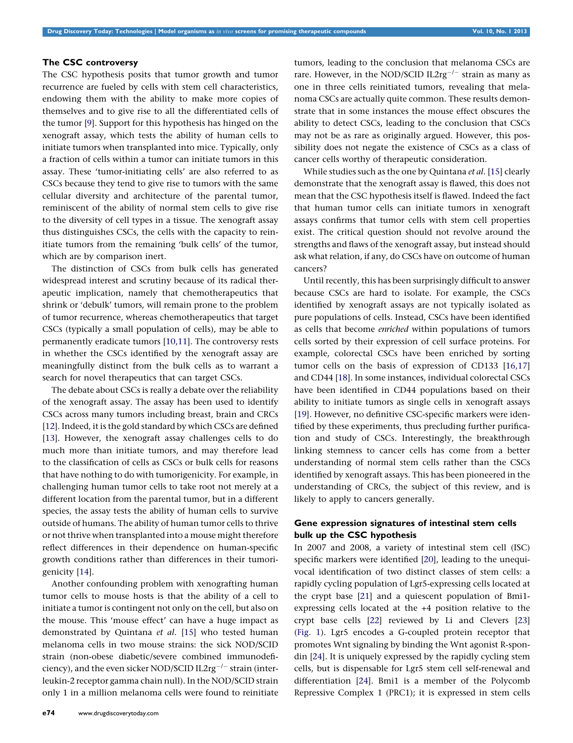## The CSC controversy

The CSC hypothesis posits that tumor growth and tumor recurrence are fueled by cells with stem cell characteristics, endowing them with the ability to make more copies of themselves and to give rise to all the differentiated cells of the tumor [9]. Support for this hypothesis has hinged on the xenograft assay, which tests the ability of human cells to initiate tumors when transplanted into mice. Typically, only a fraction of cells within a tumor can initiate tumors in this assay. These 'tumor-initiating cells' are also referred to as CSCs because they tend to give rise to tumors with the same cellular diversity and architecture of the parental tumor, reminiscent of the ability of normal stem cells to give rise to the diversity of cell types in a tissue. The xenograft assay thus distinguishes CSCs, the cells with the capacity to reinitiate tumors from the remaining 'bulk cells' of the tumor, which are by comparison inert.

The distinction of CSCs from bulk cells has generated widespread interest and scrutiny because of its radical therapeutic implication, namely that chemotherapeutics that shrink or 'debulk' tumors, will remain prone to the problem of tumor recurrence, whereas chemotherapeutics that target CSCs (typically a small population of cells), may be able to permanently eradicate tumors [10,11]. The controversy rests in whether the CSCs identified by the xenograft assay are meaningfully distinct from the bulk cells as to warrant a search for novel therapeutics that can target CSCs.

The debate about CSCs is really a debate over the reliability of the xenograft assay. The assay has been used to identify CSCs across many tumors including breast, brain and CRCs [12]. Indeed, it is the gold standard by which CSCs are defined [13]. However, the xenograft assay challenges cells to do much more than initiate tumors, and may therefore lead to the classification of cells as CSCs or bulk cells for reasons that have nothing to do with tumorigenicity. For example, in challenging human tumor cells to take root not merely at a different location from the parental tumor, but in a different species, the assay tests the ability of human cells to survive outside of humans. The ability of human tumor cells to thrive or not thrive when transplanted into a mouse might therefore reflect differences in their dependence on human-specific growth conditions rather than differences in their tumorigenicity [14].

Another confounding problem with xenografting human tumor cells to mouse hosts is that the ability of a cell to initiate a tumor is contingent not only on the cell, but also on the mouse. This 'mouse effect' can have a huge impact as demonstrated by Quintana *et al.* [15] who tested human melanoma cells in two mouse strains: the sick NOD/SCID strain (non-obese diabetic/severe combined immunodeficiency), and the even sicker NOD/SCID IL2rg$^{-/-}$ strain (interleukin-2 receptor gamma chain null). In the NOD/SCID strain only 1 in a million melanoma cells were found to reinitiate tumors, leading to the conclusion that melanoma CSCs are rare. However, in the NOD/SCID IL2rg$^{-/-}$ strain as many as one in three cells reinitiated tumors, revealing that melanoma CSCs are actually quite common. These results demonstrate that in some instances the mouse effect obscures the ability to detect CSCs, leading to the conclusion that CSCs may not be as rare as originally argued. However, this possibility does not negate the existence of CSCs as a class of cancer cells worthy of therapeutic consideration.

While studies such as the one by Quintana *et al.* [15] clearly demonstrate that the xenograft assay is flawed, this does not mean that the CSC hypothesis itself is flawed. Indeed the fact that human tumor cells can initiate tumors in xenograft assays confirms that tumor cells with stem cell properties exist. The critical question should not revolve around the strengths and flaws of the xenograft assay, but instead should ask what relation, if any, do CSCs have on outcome of human cancers?

Until recently, this has been surprisingly difficult to answer because CSCs are hard to isolate. For example, the CSCs identified by xenograft assays are not typically isolated as pure populations of cells. Instead, CSCs have been identified as cells that become *enriched* within populations of tumors cells sorted by their expression of cell surface proteins. For example, colorectal CSCs have been enriched by sorting tumor cells on the basis of expression of CD133 [16,17] and CD44 [18]. In some instances, individual colorectal CSCs have been identified in CD44 populations based on their ability to initiate tumors as single cells in xenograft assays [19]. However, no definitive CSC-specific markers were identified by these experiments, thus precluding further purification and study of CSCs. Interestingly, the breakthrough linking stemness to cancer cells has come from a better understanding of normal stem cells rather than the CSCs identified by xenograft assays. This has been pioneered in the understanding of CRCs, the subject of this review, and is likely to apply to cancers generally.

## Gene expression signatures of intestinal stem cells bulk up the CSC hypothesis

In 2007 and 2008, a variety of intestinal stem cell (ISC) specific markers were identified [20], leading to the unequivocal identification of two distinct classes of stem cells: a rapidly cycling population of Lgr5-expressing cells located at the crypt base [21] and a quiescent population of Bmi1-expressing cells located at the +4 position relative to the crypt base cells [22] reviewed by Li and Clevers [23] (Fig. 1). Lgr5 encodes a G-coupled protein receptor that promotes Wnt signaling by binding the Wnt agonist R-spondin [24]. It is uniquely expressed by the rapidly cycling stem cells, but is dispensable for Lgr5 stem cell self-renewal and differentiation [24]. Bmi1 is a member of the Polycomb Repressive Complex 1 (PRC1); it is expressed in stem cells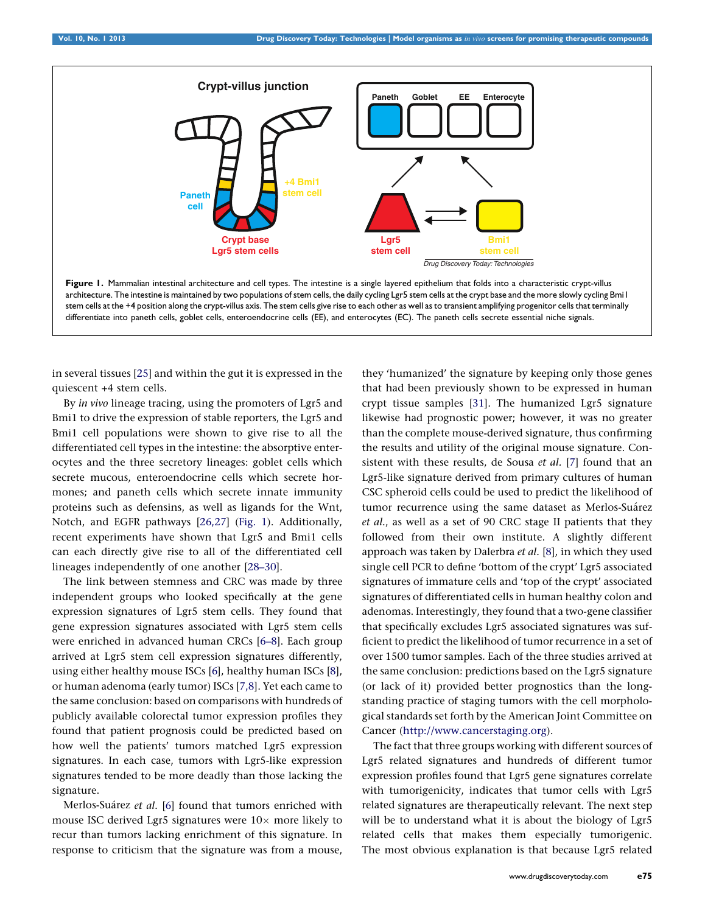**Figure 1.** Mammalian intestinal architecture and cell types. The intestine is a single layered epithelium that folds into a characteristic crypt-villus architecture. The intestine is maintained by two populations of stem cells, the daily cycling Lgr5 stem cells at the crypt base and the more slowly cycling Bmi1 stem cells at the +4 position along the crypt-villus axis. The stem cells give rise to each other as well as to transient amplifying progenitor cells that terminally differentiate into paneth cells, goblet cells, enteroendocrine cells (EE), and enterocytes (EC). The paneth cells secrete essential niche signals.

in several tissues [25] and within the gut it is expressed in the quiescent +4 stem cells.

By *in vivo* lineage tracing, using the promoters of Lgr5 and Bmi1 to drive the expression of stable reporters, the Lgr5 and Bmi1 cell populations were shown to give rise to all the differentiated cell types in the intestine: the absorptive enterocytes and the three secretory lineages: goblet cells which secrete mucous, enteroendocrine cells which secrete hormones; and paneth cells which secrete innate immunity proteins such as defensins, as well as ligands for the Wnt, Notch, and EGFR pathways [26,27] (Fig. 1). Additionally, recent experiments have shown that Lgr5 and Bmi1 cells can each directly give rise to all of the differentiated cell lineages independently of one another [28–30].

The link between stemness and CRC was made by three independent groups who looked specifically at the gene expression signatures of Lgr5 stem cells. They found that gene expression signatures associated with Lgr5 stem cells were enriched in advanced human CRCs [6–8]. Each group arrived at Lgr5 stem cell expression signatures differently, using either healthy mouse ISCs [6], healthy human ISCs [8], or human adenoma (early tumor) ISCs [7,8]. Yet each came to the same conclusion: based on comparisons with hundreds of publicly available colorectal tumor expression profiles they found that patient prognosis could be predicted based on how well the patients' tumors matched Lgr5 expression signatures. In each case, tumors with Lgr5-like expression signatures tended to be more deadly than those lacking the signature.

Merlos-Suárez *et al.* [6] found that tumors enriched with mouse ISC derived Lgr5 signatures were 10× more likely to recur than tumors lacking enrichment of this signature. In response to criticism that the signature was from a mouse, they 'humanized' the signature by keeping only those genes that had been previously shown to be expressed in human crypt tissue samples [31]. The humanized Lgr5 signature likewise had prognostic power; however, it was no greater than the complete mouse-derived signature, thus confirming the results and utility of the original mouse signature. Consistent with these results, de Sousa *et al.* [7] found that an Lgr5-like signature derived from primary cultures of human CSC spheroid cells could be used to predict the likelihood of tumor recurrence using the same dataset as Merlos-Suárez *et al.*, as well as a set of 90 CRC stage II patients that they followed from their own institute. A slightly different approach was taken by Dalerbra *et al.* [8], in which they used single cell PCR to define 'bottom of the crypt' Lgr5 associated signatures of immature cells and 'top of the crypt' associated signatures of differentiated cells in human healthy colon and adenomas. Interestingly, they found that a two-gene classifier that specifically excludes Lgr5 associated signatures was sufficient to predict the likelihood of tumor recurrence in a set of over 1500 tumor samples. Each of the three studies arrived at the same conclusion: predictions based on the Lgr5 signature (or lack of it) provided better prognostics than the long-standing practice of staging tumors with the cell morphological standards set forth by the American Joint Committee on Cancer (http://www.cancerstaging.org).

The fact that three groups working with different sources of Lgr5 related signatures and hundreds of different tumor expression profiles found that Lgr5 gene signatures correlate with tumorigenicity, indicates that tumor cells with Lgr5 related signatures are therapeutically relevant. The next step will be to understand what it is about the biology of Lgr5 related cells that makes them especially tumorigenic. The most obvious explanation is that because Lgr5 related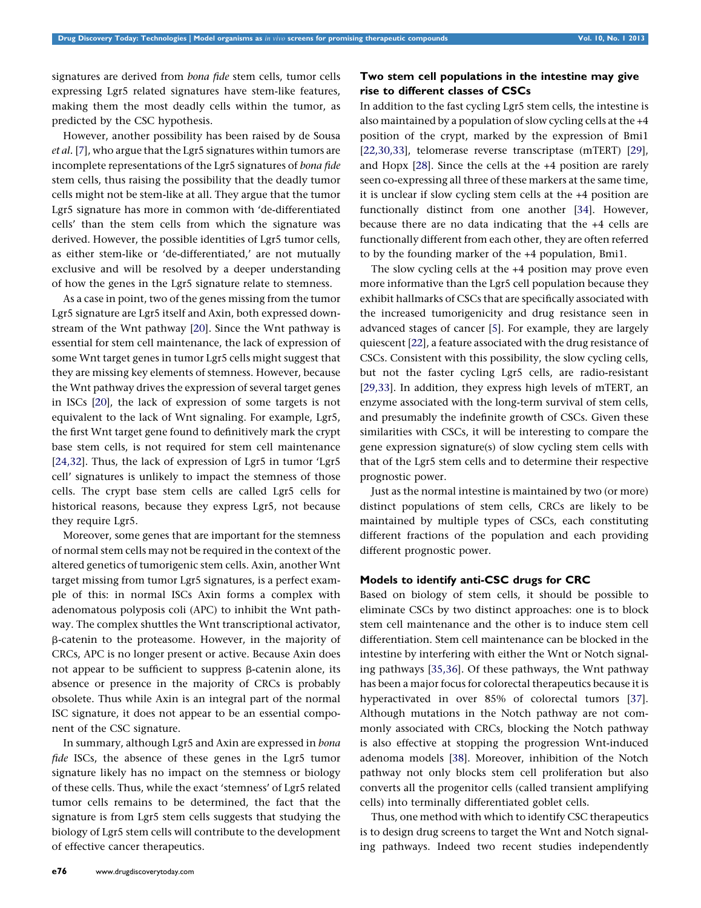signatures are derived from *bona fide* stem cells, tumor cells expressing Lgr5 related signatures have stem-like features, making them the most deadly cells within the tumor, as predicted by the CSC hypothesis.

However, another possibility has been raised by de Sousa *et al*. [7], who argue that the Lgr5 signatures within tumors are incomplete representations of the Lgr5 signatures of *bona fide* stem cells, thus raising the possibility that the deadly tumor cells might not be stem-like at all. They argue that the tumor Lgr5 signature has more in common with 'de-differentiated cells' than the stem cells from which the signature was derived. However, the possible identities of Lgr5 tumor cells, as either stem-like or 'de-differentiated,' are not mutually exclusive and will be resolved by a deeper understanding of how the genes in the Lgr5 signature relate to stemness.

As a case in point, two of the genes missing from the tumor Lgr5 signature are Lgr5 itself and Axin, both expressed downstream of the Wnt pathway [20]. Since the Wnt pathway is essential for stem cell maintenance, the lack of expression of some Wnt target genes in tumor Lgr5 cells might suggest that they are missing key elements of stemness. However, because the Wnt pathway drives the expression of several target genes in ISCs [20], the lack of expression of some targets is not equivalent to the lack of Wnt signaling. For example, Lgr5, the first Wnt target gene found to definitively mark the crypt base stem cells, is not required for stem cell maintenance [24,32]. Thus, the lack of expression of Lgr5 in tumor 'Lgr5 cell' signatures is unlikely to impact the stemness of those cells. The crypt base stem cells are called Lgr5 cells for historical reasons, because they express Lgr5, not because they require Lgr5.

Moreover, some genes that are important for the stemness of normal stem cells may not be required in the context of the altered genetics of tumorigenic stem cells. Axin, another Wnt target missing from tumor Lgr5 signatures, is a perfect example of this: in normal ISCs Axin forms a complex with adenomatous polyposis coli (APC) to inhibit the Wnt pathway. The complex shuttles the Wnt transcriptional activator, β-catenin to the proteasome. However, in the majority of CRCs, APC is no longer present or active. Because Axin does not appear to be sufficient to suppress β-catenin alone, its absence or presence in the majority of CRCs is probably obsolete. Thus while Axin is an integral part of the normal ISC signature, it does not appear to be an essential component of the CSC signature.

In summary, although Lgr5 and Axin are expressed in *bona fide* ISCs, the absence of these genes in the Lgr5 tumor signature likely has no impact on the stemness or biology of these cells. Thus, while the exact 'stemness' of Lgr5 related tumor cells remains to be determined, the fact that the signature is from Lgr5 stem cells suggests that studying the biology of Lgr5 stem cells will contribute to the development of effective cancer therapeutics.

## Two stem cell populations in the intestine may give rise to different classes of CSCs

In addition to the fast cycling Lgr5 stem cells, the intestine is also maintained by a population of slow cycling cells at the +4 position of the crypt, marked by the expression of Bmi1 [22,30,33], telomerase reverse transcriptase (mTERT) [29], and Hopx [28]. Since the cells at the +4 position are rarely seen co-expressing all three of these markers at the same time, it is unclear if slow cycling stem cells at the +4 position are functionally distinct from one another [34]. However, because there are no data indicating that the +4 cells are functionally different from each other, they are often referred to by the founding marker of the +4 population, Bmi1.

The slow cycling cells at the +4 position may prove even more informative than the Lgr5 cell population because they exhibit hallmarks of CSCs that are specifically associated with the increased tumorigenicity and drug resistance seen in advanced stages of cancer [5]. For example, they are largely quiescent [22], a feature associated with the drug resistance of CSCs. Consistent with this possibility, the slow cycling cells, but not the faster cycling Lgr5 cells, are radio-resistant [29,33]. In addition, they express high levels of mTERT, an enzyme associated with the long-term survival of stem cells, and presumably the indefinite growth of CSCs. Given these similarities with CSCs, it will be interesting to compare the gene expression signature(s) of slow cycling stem cells with that of the Lgr5 stem cells and to determine their respective prognostic power.

Just as the normal intestine is maintained by two (or more) distinct populations of stem cells, CRCs are likely to be maintained by multiple types of CSCs, each constituting different fractions of the population and each providing different prognostic power.

## Models to identify anti-CSC drugs for CRC

Based on biology of stem cells, it should be possible to eliminate CSCs by two distinct approaches: one is to block stem cell maintenance and the other is to induce stem cell differentiation. Stem cell maintenance can be blocked in the intestine by interfering with either the Wnt or Notch signaling pathways [35,36]. Of these pathways, the Wnt pathway has been a major focus for colorectal therapeutics because it is hyperactivated in over 85% of colorectal tumors [37]. Although mutations in the Notch pathway are not commonly associated with CRCs, blocking the Notch pathway is also effective at stopping the progression Wnt-induced adenoma models [38]. Moreover, inhibition of the Notch pathway not only blocks stem cell proliferation but also converts all the progenitor cells (called transient amplifying cells) into terminally differentiated goblet cells.

Thus, one method with which to identify CSC therapeutics is to design drug screens to target the Wnt and Notch signaling pathways. Indeed two recent studies independently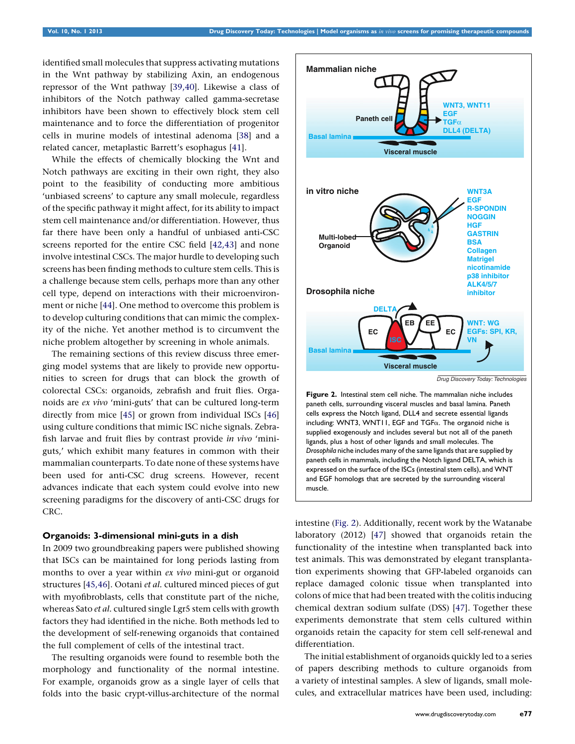identified small molecules that suppress activating mutations in the Wnt pathway by stabilizing Axin, an endogenous repressor of the Wnt pathway [39,40]. Likewise a class of inhibitors of the Notch pathway called gamma-secretase inhibitors have been shown to effectively block stem cell maintenance and to force the differentiation of progenitor cells in murine models of intestinal adenoma [38] and a related cancer, metaplastic Barrett's esophagus [41].

While the effects of chemically blocking the Wnt and Notch pathways are exciting in their own right, they also point to the feasibility of conducting more ambitious 'unbiased screens' to capture any small molecule, regardless of the specific pathway it might affect, for its ability to impact stem cell maintenance and/or differentiation. However, thus far there have been only a handful of unbiased anti-CSC screens reported for the entire CSC field [42,43] and none involve intestinal CSCs. The major hurdle to developing such screens has been finding methods to culture stem cells. This is a challenge because stem cells, perhaps more than any other cell type, depend on interactions with their microenvironment or niche [44]. One method to overcome this problem is to develop culturing conditions that can mimic the complexity of the niche. Yet another method is to circumvent the niche problem altogether by screening in whole animals.

The remaining sections of this review discuss three emerging model systems that are likely to provide new opportunities to screen for drugs that can block the growth of colorectal CSCs: organoids, zebrafish and fruit flies. Organoids are *ex vivo* 'mini-guts' that can be cultured long-term directly from mice [45] or grown from individual ISCs [46] using culture conditions that mimic ISC niche signals. Zebrafish larvae and fruit flies by contrast provide *in vivo* 'mini-guts,' which exhibit many features in common with their mammalian counterparts. To date none of these systems have been used for anti-CSC drug screens. However, recent advances indicate that each system could evolve into new screening paradigms for the discovery of anti-CSC drugs for CRC.

## Organoids: 3-dimensional mini-guts in a dish

In 2009 two groundbreaking papers were published showing that ISCs can be maintained for long periods lasting from months to over a year within *ex vivo* mini-gut or organoid structures [45,46]. Ootani *et al.* cultured minced pieces of gut with myofibroblasts, cells that constitute part of the niche, whereas Sato *et al.* cultured single Lgr5 stem cells with growth factors they had identified in the niche. Both methods led to the development of self-renewing organoids that contained the full complement of cells of the intestinal tract.

The resulting organoids were found to resemble both the morphology and functionality of the normal intestine. For example, organoids grow as a single layer of cells that folds into the basic crypt-villus-architecture of the normal intestine (Fig. 2). Additionally, recent work by the Watanabe laboratory (2012) [47] showed that organoids retain the functionality of the intestine when transplanted back into test animals. This was demonstrated by elegant transplantation experiments showing that GFP-labeled organoids can replace damaged colonic tissue when transplanted into colons of mice that had been treated with the colitis inducing chemical dextran sodium sulfate (DSS) [47]. Together these experiments demonstrate that stem cells cultured within organoids retain the capacity for stem cell self-renewal and differentiation.

**Figure 2.** Intestinal stem cell niche. The mammalian niche includes paneth cells, surrounding visceral muscles and basal lamina. Paneth cells express the Notch ligand, DLL4 and secrete essential ligands including: WNT3, WNT11, EGF and TGFα. The organoid niche is supplied exogenously and includes several but not all of the paneth ligands, plus a host of other ligands and small molecules. The *Drosophila* niche includes many of the same ligands that are supplied by paneth cells in mammals, including the Notch ligand DELTA, which is expressed on the surface of the ISCs (intestinal stem cells), and WNT and EGF homologs that are secreted by the surrounding visceral muscle.

The initial establishment of organoids quickly led to a series of papers describing methods to culture organoids from a variety of intestinal samples. A slew of ligands, small molecules, and extracellular matrices have been used, including: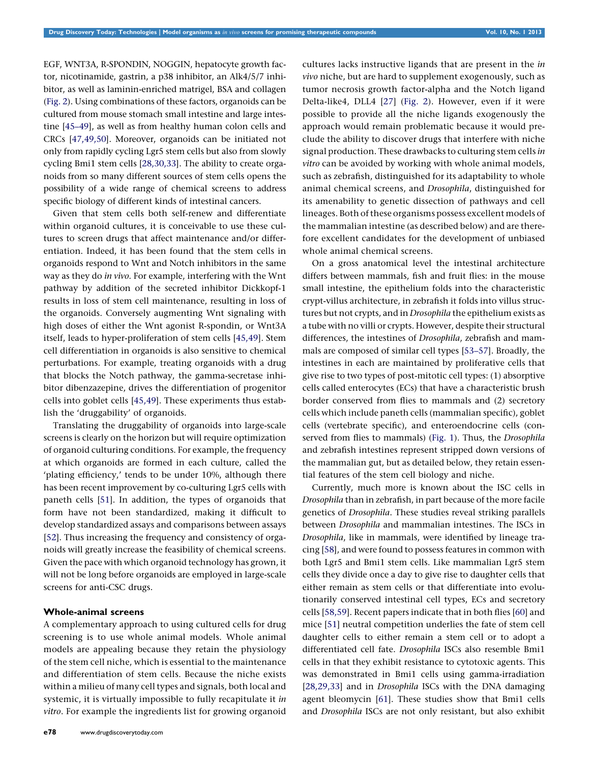EGF, WNT3A, R-SPONDIN, NOGGIN, hepatocyte growth factor, nicotinamide, gastrin, a p38 inhibitor, an Alk4/5/7 inhibitor, as well as laminin-enriched matrigel, BSA and collagen (Fig. 2). Using combinations of these factors, organoids can be cultured from mouse stomach small intestine and large intestine [45–49], as well as from healthy human colon cells and CRCs [47,49,50]. Moreover, organoids can be initiated not only from rapidly cycling Lgr5 stem cells but also from slowly cycling Bmi1 stem cells [28,30,33]. The ability to create organoids from so many different sources of stem cells opens the possibility of a wide range of chemical screens to address specific biology of different kinds of intestinal cancers.

Given that stem cells both self-renew and differentiate within organoid cultures, it is conceivable to use these cultures to screen drugs that affect maintenance and/or differentiation. Indeed, it has been found that the stem cells in organoids respond to Wnt and Notch inhibitors in the same way as they do *in vivo*. For example, interfering with the Wnt pathway by addition of the secreted inhibitor Dickkopf-1 results in loss of stem cell maintenance, resulting in loss of the organoids. Conversely augmenting Wnt signaling with high doses of either the Wnt agonist R-spondin, or Wnt3A itself, leads to hyper-proliferation of stem cells [45,49]. Stem cell differentiation in organoids is also sensitive to chemical perturbations. For example, treating organoids with a drug that blocks the Notch pathway, the gamma-secretase inhibitor dibenzazepine, drives the differentiation of progenitor cells into goblet cells [45,49]. These experiments thus establish the 'druggability' of organoids.

Translating the druggability of organoids into large-scale screens is clearly on the horizon but will require optimization of organoid culturing conditions. For example, the frequency at which organoids are formed in each culture, called the 'plating efficiency,' tends to be under 10%, although there has been recent improvement by co-culturing Lgr5 cells with paneth cells [51]. In addition, the types of organoids that form have not been standardized, making it difficult to develop standardized assays and comparisons between assays [52]. Thus increasing the frequency and consistency of organoids will greatly increase the feasibility of chemical screens. Given the pace with which organoid technology has grown, it will not be long before organoids are employed in large-scale screens for anti-CSC drugs.

### Whole-animal screens

A complementary approach to using cultured cells for drug screening is to use whole animal models. Whole animal models are appealing because they retain the physiology of the stem cell niche, which is essential to the maintenance and differentiation of stem cells. Because the niche exists within a milieu of many cell types and signals, both local and systemic, it is virtually impossible to fully recapitulate it *in vitro*. For example the ingredients list for growing organoid cultures lacks instructive ligands that are present in the *in vivo* niche, but are hard to supplement exogenously, such as tumor necrosis growth factor-alpha and the Notch ligand Delta-like4, DLL4 [27] (Fig. 2). However, even if it were possible to provide all the niche ligands exogenously the approach would remain problematic because it would preclude the ability to discover drugs that interfere with niche signal production. These drawbacks to culturing stem cells *in vitro* can be avoided by working with whole animal models, such as zebrafish, distinguished for its adaptability to whole animal chemical screens, and *Drosophila*, distinguished for its amenability to genetic dissection of pathways and cell lineages. Both of these organisms possess excellent models of the mammalian intestine (as described below) and are therefore excellent candidates for the development of unbiased whole animal chemical screens.

On a gross anatomical level the intestinal architecture differs between mammals, fish and fruit flies: in the mouse small intestine, the epithelium folds into the characteristic crypt-villus architecture, in zebrafish it folds into villus structures but not crypts, and in *Drosophila* the epithelium exists as a tube with no villi or crypts. However, despite their structural differences, the intestines of *Drosophila*, zebrafish and mammals are composed of similar cell types [53–57]. Broadly, the intestines in each are maintained by proliferative cells that give rise to two types of post-mitotic cell types: (1) absorptive cells called enterocytes (ECs) that have a characteristic brush border conserved from flies to mammals and (2) secretory cells which include paneth cells (mammalian specific), goblet cells (vertebrate specific), and enteroendocrine cells (conserved from flies to mammals) (Fig. 1). Thus, the *Drosophila* and zebrafish intestines represent stripped down versions of the mammalian gut, but as detailed below, they retain essential features of the stem cell biology and niche.

Currently, much more is known about the ISC cells in *Drosophila* than in zebrafish, in part because of the more facile genetics of *Drosophila*. These studies reveal striking parallels between *Drosophila* and mammalian intestines. The ISCs in *Drosophila*, like in mammals, were identified by lineage tracing [58], and were found to possess features in common with both Lgr5 and Bmi1 stem cells. Like mammalian Lgr5 stem cells they divide once a day to give rise to daughter cells that either remain as stem cells or that differentiate into evolutionarily conserved intestinal cell types, ECs and secretory cells [58,59]. Recent papers indicate that in both flies [60] and mice [51] neutral competition underlies the fate of stem cell daughter cells to either remain a stem cell or to adopt a differentiated cell fate. *Drosophila* ISCs also resemble Bmi1 cells in that they exhibit resistance to cytotoxic agents. This was demonstrated in Bmi1 cells using gamma-irradiation [28,29,33] and in *Drosophila* ISCs with the DNA damaging agent bleomycin [61]. These studies show that Bmi1 cells and *Drosophila* ISCs are not only resistant, but also exhibit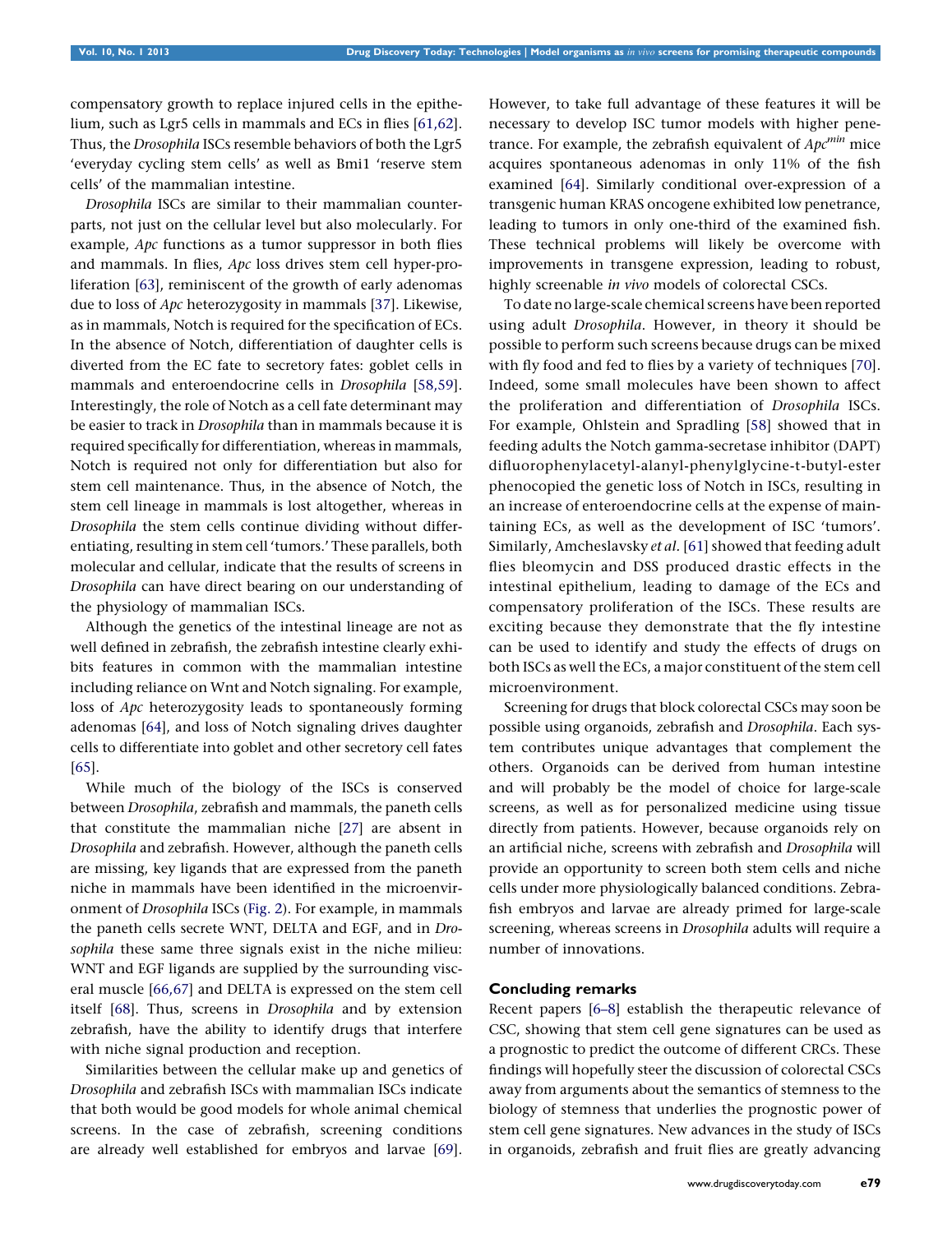compensatory growth to replace injured cells in the epithelium, such as Lgr5 cells in mammals and ECs in flies [61,62]. Thus, the *Drosophila* ISCs resemble behaviors of both the Lgr5 'everyday cycling stem cells' as well as Bmi1 'reserve stem cells' of the mammalian intestine.

*Drosophila* ISCs are similar to their mammalian counterparts, not just on the cellular level but also molecularly. For example, *Apc* functions as a tumor suppressor in both flies and mammals. In flies, *Apc* loss drives stem cell hyper-proliferation [63], reminiscent of the growth of early adenomas due to loss of *Apc* heterozygosity in mammals [37]. Likewise, as in mammals, Notch is required for the specification of ECs. In the absence of Notch, differentiation of daughter cells is diverted from the EC fate to secretory fates: goblet cells in mammals and enteroendocrine cells in *Drosophila* [58,59]. Interestingly, the role of Notch as a cell fate determinant may be easier to track in *Drosophila* than in mammals because it is required specifically for differentiation, whereas in mammals, Notch is required not only for differentiation but also for stem cell maintenance. Thus, in the absence of Notch, the stem cell lineage in mammals is lost altogether, whereas in *Drosophila* the stem cells continue dividing without differentiating, resulting in stem cell 'tumors.' These parallels, both molecular and cellular, indicate that the results of screens in *Drosophila* can have direct bearing on our understanding of the physiology of mammalian ISCs.

Although the genetics of the intestinal lineage are not as well defined in zebrafish, the zebrafish intestine clearly exhibits features in common with the mammalian intestine including reliance on Wnt and Notch signaling. For example, loss of *Apc* heterozygosity leads to spontaneously forming adenomas [64], and loss of Notch signaling drives daughter cells to differentiate into goblet and other secretory cell fates [65].

While much of the biology of the ISCs is conserved between *Drosophila*, zebrafish and mammals, the paneth cells that constitute the mammalian niche [27] are absent in *Drosophila* and zebrafish. However, although the paneth cells are missing, key ligands that are expressed from the paneth niche in mammals have been identified in the microenvironment of *Drosophila* ISCs (Fig. 2). For example, in mammals the paneth cells secrete WNT, DELTA and EGF, and in *Drosophila* these same three signals exist in the niche milieu: WNT and EGF ligands are supplied by the surrounding visceral muscle [66,67] and DELTA is expressed on the stem cell itself [68]. Thus, screens in *Drosophila* and by extension zebrafish, have the ability to identify drugs that interfere with niche signal production and reception.

Similarities between the cellular make up and genetics of *Drosophila* and zebrafish ISCs with mammalian ISCs indicate that both would be good models for whole animal chemical screens. In the case of zebrafish, screening conditions are already well established for embryos and larvae [69]. However, to take full advantage of these features it will be necessary to develop ISC tumor models with higher penetrance. For example, the zebrafish equivalent of $Apc^{min}$ mice acquires spontaneous adenomas in only 11% of the fish examined [64]. Similarly conditional over-expression of a transgenic human KRAS oncogene exhibited low penetrance, leading to tumors in only one-third of the examined fish. These technical problems will likely be overcome with improvements in transgene expression, leading to robust, highly screenable *in vivo* models of colorectal CSCs.

To date no large-scale chemical screens have been reported using adult *Drosophila*. However, in theory it should be possible to perform such screens because drugs can be mixed with fly food and fed to flies by a variety of techniques [70]. Indeed, some small molecules have been shown to affect the proliferation and differentiation of *Drosophila* ISCs. For example, Ohlstein and Spradling [58] showed that in feeding adults the Notch gamma-secretase inhibitor (DAPT) difluorophenylacetyl-alanyl-phenylglycine-t-butyl-ester phenocopied the genetic loss of Notch in ISCs, resulting in an increase of enteroendocrine cells at the expense of maintaining ECs, as well as the development of ISC 'tumors'. Similarly, Amcheslavsky *et al.* [61] showed that feeding adult flies bleomycin and DSS produced drastic effects in the intestinal epithelium, leading to damage of the ECs and compensatory proliferation of the ISCs. These results are exciting because they demonstrate that the fly intestine can be used to identify and study the effects of drugs on both ISCs as well the ECs, a major constituent of the stem cell microenvironment.

Screening for drugs that block colorectal CSCs may soon be possible using organoids, zebrafish and *Drosophila*. Each system contributes unique advantages that complement the others. Organoids can be derived from human intestine and will probably be the model of choice for large-scale screens, as well as for personalized medicine using tissue directly from patients. However, because organoids rely on an artificial niche, screens with zebrafish and *Drosophila* will provide an opportunity to screen both stem cells and niche cells under more physiologically balanced conditions. Zebrafish embryos and larvae are already primed for large-scale screening, whereas screens in *Drosophila* adults will require a number of innovations.

## Concluding remarks

Recent papers [6–8] establish the therapeutic relevance of CSC, showing that stem cell gene signatures can be used as a prognostic to predict the outcome of different CRCs. These findings will hopefully steer the discussion of colorectal CSCs away from arguments about the semantics of stemness to the biology of stemness that underlies the prognostic power of stem cell gene signatures. New advances in the study of ISCs in organoids, zebrafish and fruit flies are greatly advancing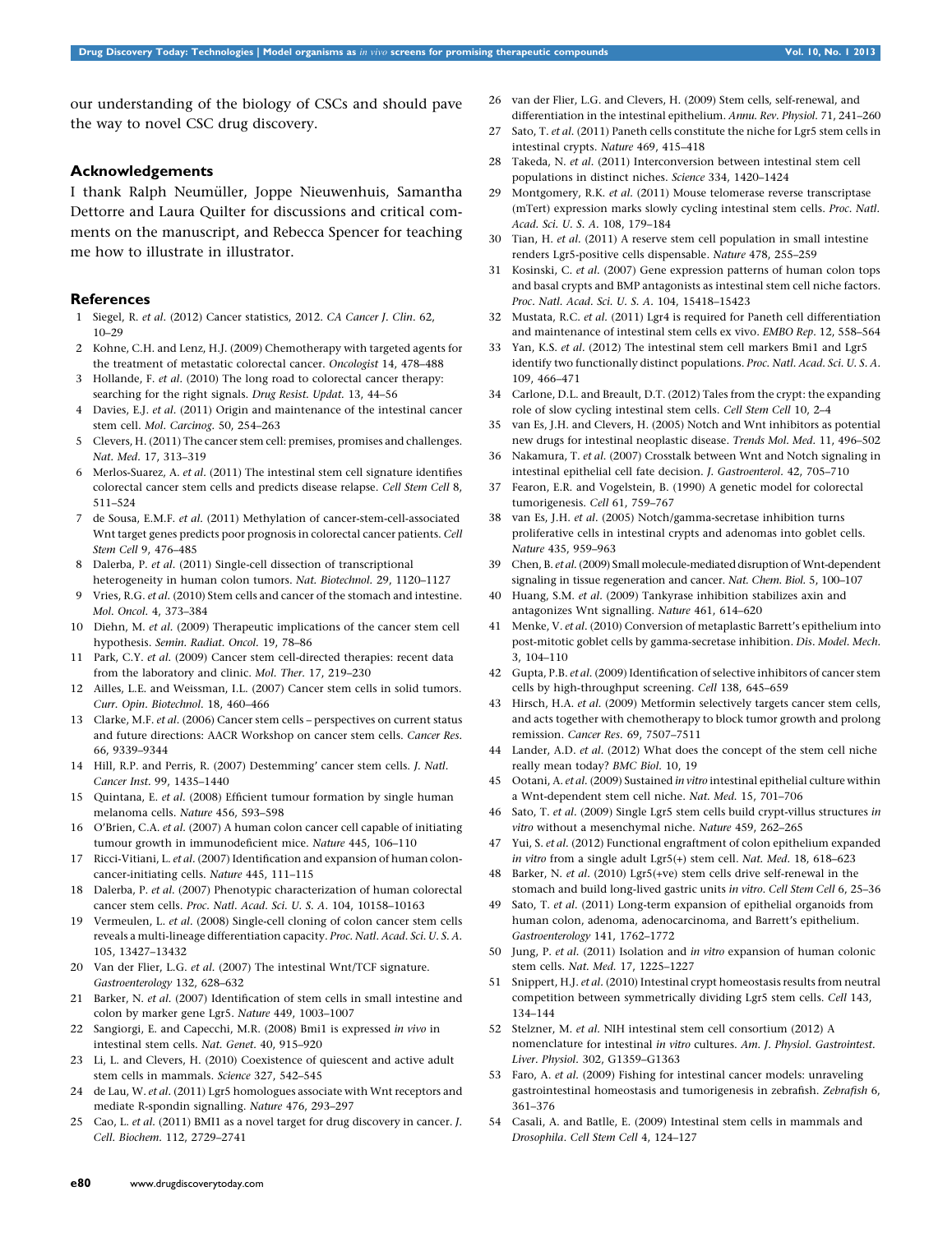our understanding of the biology of CSCs and should pave the way to novel CSC drug discovery.

## Acknowledgements

I thank Ralph Neumüller, Joppe Nieuwenhuis, Samantha Dettorre and Laura Quilter for discussions and critical comments on the manuscript, and Rebecca Spencer for teaching me how to illustrate in illustrator.

## References

1 Siegel, R. *et al.* (2012) Cancer statistics, 2012. *CA Cancer J. Clin.* 62, 10–29
2 Kohne, C.H. and Lenz, H.J. (2009) Chemotherapy with targeted agents for the treatment of metastatic colorectal cancer. *Oncologist* 14, 478–488
3 Hollande, F. *et al.* (2010) The long road to colorectal cancer therapy: searching for the right signals. *Drug Resist. Updat.* 13, 44–56
4 Davies, E.J. *et al.* (2011) Origin and maintenance of the intestinal cancer stem cell. *Mol. Carcinog.* 50, 254–263
5 Clevers, H. (2011) The cancer stem cell: premises, promises and challenges. *Nat. Med.* 17, 313–319
6 Merlos-Suarez, A. *et al.* (2011) The intestinal stem cell signature identifies colorectal cancer stem cells and predicts disease relapse. *Cell Stem Cell* 8, 511–524
7 de Sousa, E.M.F. *et al.* (2011) Methylation of cancer-stem-cell-associated Wnt target genes predicts poor prognosis in colorectal cancer patients. *Cell Stem Cell* 9, 476–485
8 Dalerba, P. *et al.* (2011) Single-cell dissection of transcriptional heterogeneity in human colon tumors. *Nat. Biotechnol.* 29, 1120–1127
9 Vries, R.G. *et al.* (2010) Stem cells and cancer of the stomach and intestine. *Mol. Oncol.* 4, 373–384
10 Diehn, M. *et al.* (2009) Therapeutic implications of the cancer stem cell hypothesis. *Semin. Radiat. Oncol.* 19, 78–86
11 Park, C.Y. *et al.* (2009) Cancer stem cell-directed therapies: recent data from the laboratory and clinic. *Mol. Ther.* 17, 219–230
12 Ailles, L.E. and Weissman, I.L. (2007) Cancer stem cells in solid tumors. *Curr. Opin. Biotechnol.* 18, 460–466
13 Clarke, M.F. *et al.* (2006) Cancer stem cells – perspectives on current status and future directions: AACR Workshop on cancer stem cells. *Cancer Res.* 66, 9339–9344
14 Hill, R.P. and Perris, R. (2007) 'Destemming' cancer stem cells. *J. Natl. Cancer Inst.* 99, 1435–1440
15 Quintana, E. *et al.* (2008) Efficient tumour formation by single human melanoma cells. *Nature* 456, 593–598
16 O'Brien, C.A. *et al.* (2007) A human colon cancer cell capable of initiating tumour growth in immunodeficient mice. *Nature* 445, 106–110
17 Ricci-Vitiani, L. *et al.* (2007) Identification and expansion of human colon-cancer-initiating cells. *Nature* 445, 111–115
18 Dalerba, P. *et al.* (2007) Phenotypic characterization of human colorectal cancer stem cells. *Proc. Natl. Acad. Sci. U. S. A.* 104, 10158–10163
19 Vermeulen, L. *et al.* (2008) Single-cell cloning of colon cancer stem cells reveals a multi-lineage differentiation capacity. *Proc. Natl. Acad. Sci. U. S. A.* 105, 13427–13432
20 Van der Flier, L.G. *et al.* (2007) The intestinal Wnt/TCF signature. *Gastroenterology* 132, 628–632
21 Barker, N. *et al.* (2007) Identification of stem cells in small intestine and colon by marker gene Lgr5. *Nature* 449, 1003–1007
22 Sangiorgi, E. and Capecchi, M.R. (2008) Bmi1 is expressed *in vivo* in intestinal stem cells. *Nat. Genet.* 40, 915–920
23 Li, L. and Clevers, H. (2010) Coexistence of quiescent and active adult stem cells in mammals. *Science* 327, 542–545
24 de Lau, W. *et al.* (2011) Lgr5 homologues associate with Wnt receptors and mediate R-spondin signalling. *Nature* 476, 293–297
25 Cao, L. *et al.* (2011) BMI1 as a novel target for drug discovery in cancer. *J. Cell. Biochem.* 112, 2729–2741
26 van der Flier, L.G. and Clevers, H. (2009) Stem cells, self-renewal, and differentiation in the intestinal epithelium. *Annu. Rev. Physiol.* 71, 241–260
27 Sato, T. *et al.* (2011) Paneth cells constitute the niche for Lgr5 stem cells in intestinal crypts. *Nature* 469, 415–418
28 Takeda, N. *et al.* (2011) Interconversion between intestinal stem cell populations in distinct niches. *Science* 334, 1420–1424
29 Montgomery, R.K. *et al.* (2011) Mouse telomerase reverse transcriptase (mTert) expression marks slowly cycling intestinal stem cells. *Proc. Natl. Acad. Sci. U. S. A.* 108, 179–184
30 Tian, H. *et al.* (2011) A reserve stem cell population in small intestine renders Lgr5-positive cells dispensable. *Nature* 478, 255–259
31 Kosinski, C. *et al.* (2007) Gene expression patterns of human colon tops and basal crypts and BMP antagonists as intestinal stem cell niche factors. *Proc. Natl. Acad. Sci. U. S. A.* 104, 15418–15423
32 Mustata, R.C. *et al.* (2011) Lgr4 is required for Paneth cell differentiation and maintenance of intestinal stem cells ex vivo. *EMBO Rep.* 12, 558–564
33 Yan, K.S. *et al.* (2012) The intestinal stem cell markers Bmi1 and Lgr5 identify two functionally distinct populations. *Proc. Natl. Acad. Sci. U. S. A.* 109, 466–471
34 Carlone, D.L. and Breault, D.T. (2012) Tales from the crypt: the expanding role of slow cycling intestinal stem cells. *Cell Stem Cell* 10, 2–4
35 van Es, J.H. and Clevers, H. (2005) Notch and Wnt inhibitors as potential new drugs for intestinal neoplastic disease. *Trends Mol. Med.* 11, 496–502
36 Nakamura, T. *et al.* (2007) Crosstalk between Wnt and Notch signaling in intestinal epithelial cell fate decision. *J. Gastroenterol.* 42, 705–710
37 Fearon, E.R. and Vogelstein, B. (1990) A genetic model for colorectal tumorigenesis. *Cell* 61, 759–767
38 van Es, J.H. *et al.* (2005) Notch/gamma-secretase inhibition turns proliferative cells in intestinal crypts and adenomas into goblet cells. *Nature* 435, 959–963
39 Chen, B. *et al.* (2009) Small molecule-mediated disruption of Wnt-dependent signaling in tissue regeneration and cancer. *Nat. Chem. Biol.* 5, 100–107
40 Huang, S.M. *et al.* (2009) Tankyrase inhibition stabilizes axin and antagonizes Wnt signalling. *Nature* 461, 614–620
41 Menke, V. *et al.* (2010) Conversion of metaplastic Barrett's epithelium into post-mitotic goblet cells by gamma-secretase inhibition. *Dis. Model. Mech.* 3, 104–110
42 Gupta, P.B. *et al.* (2009) Identification of selective inhibitors of cancer stem cells by high-throughput screening. *Cell* 138, 645–659
43 Hirsch, H.A. *et al.* (2009) Metformin selectively targets cancer stem cells, and acts together with chemotherapy to block tumor growth and prolong remission. *Cancer Res.* 69, 7507–7511
44 Lander, A.D. *et al.* (2012) What does the concept of the stem cell niche really mean today? *BMC Biol.* 10, 19
45 Ootani, A. *et al.* (2009) Sustained *in vitro* intestinal epithelial culture within a Wnt-dependent stem cell niche. *Nat. Med.* 15, 701–706
46 Sato, T. *et al.* (2009) Single Lgr5 stem cells build crypt-villus structures *in vitro* without a mesenchymal niche. *Nature* 459, 262–265
47 Yui, S. *et al.* (2012) Functional engraftment of colon epithelium expanded *in vitro* from a single adult Lgr5(+) stem cell. *Nat. Med.* 18, 618–623
48 Barker, N. *et al.* (2010) Lgr5(+ve) stem cells drive self-renewal in the stomach and build long-lived gastric units *in vitro*. *Cell Stem Cell* 6, 25–36
49 Sato, T. *et al.* (2011) Long-term expansion of epithelial organoids from human colon, adenoma, adenocarcinoma, and Barrett's epithelium. *Gastroenterology* 141, 1762–1772
50 Jung, P. *et al.* (2011) Isolation and *in vitro* expansion of human colonic stem cells. *Nat. Med.* 17, 1225–1227
51 Snippert, H.J. *et al.* (2010) Intestinal crypt homeostasis results from neutral competition between symmetrically dividing Lgr5 stem cells. *Cell* 143, 134–144
52 Stelzner, M. *et al.* NIH intestinal stem cell consortium (2012) A nomenclature for intestinal *in vitro* cultures. *Am. J. Physiol. Gastrointest. Liver. Physiol.* 302, G1359–G1363
53 Faro, A. *et al.* (2009) Fishing for intestinal cancer models: unraveling gastrointestinal homeostasis and tumorigenesis in zebrafish. *Zebrafish* 6, 361–376
54 Casali, A. and Batlle, E. (2009) Intestinal stem cells in mammals and *Drosophila*. *Cell Stem Cell* 4, 124–127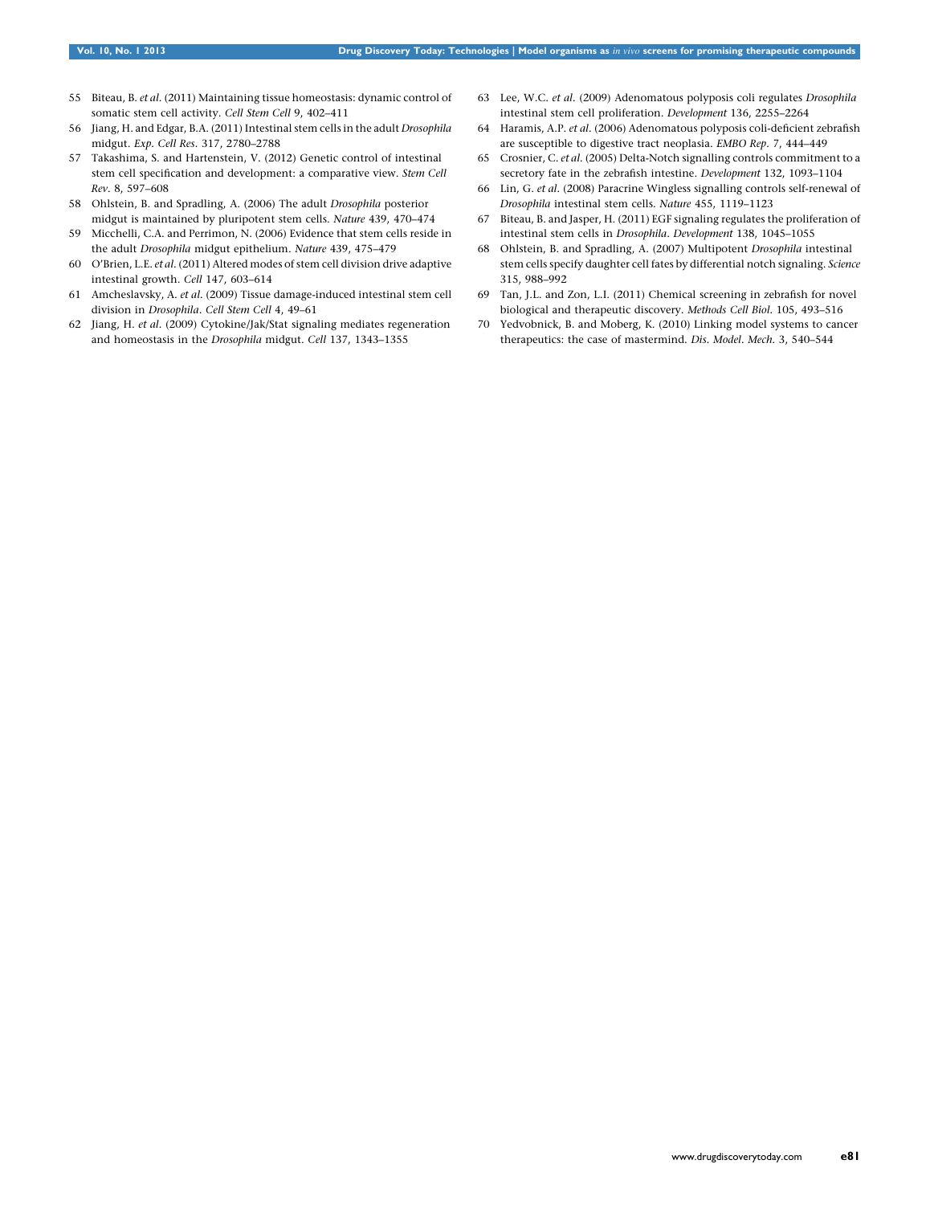55 Biteau, B. *et al.* (2011) Maintaining tissue homeostasis: dynamic control of somatic stem cell activity. *Cell Stem Cell* 9, 402–411

56 Jiang, H. and Edgar, B.A. (2011) Intestinal stem cells in the adult *Drosophila* midgut. *Exp. Cell Res.* 317, 2780–2788

57 Takashima, S. and Hartenstein, V. (2012) Genetic control of intestinal stem cell specification and development: a comparative view. *Stem Cell Rev.* 8, 597–608

58 Ohlstein, B. and Spradling, A. (2006) The adult *Drosophila* posterior midgut is maintained by pluripotent stem cells. *Nature* 439, 470–474

59 Micchelli, C.A. and Perrimon, N. (2006) Evidence that stem cells reside in the adult *Drosophila* midgut epithelium. *Nature* 439, 475–479

60 O'Brien, L.E. *et al.* (2011) Altered modes of stem cell division drive adaptive intestinal growth. *Cell* 147, 603–614

61 Amcheslavsky, A. *et al.* (2009) Tissue damage-induced intestinal stem cell division in *Drosophila*. *Cell Stem Cell* 4, 49–61

62 Jiang, H. *et al.* (2009) Cytokine/Jak/Stat signaling mediates regeneration and homeostasis in the *Drosophila* midgut. *Cell* 137, 1343–1355

63 Lee, W.C. *et al.* (2009) Adenomatous polyposis coli regulates *Drosophila* intestinal stem cell proliferation. *Development* 136, 2255–2264

64 Haramis, A.P. *et al.* (2006) Adenomatous polyposis coli-deficient zebrafish are susceptible to digestive tract neoplasia. *EMBO Rep.* 7, 444–449

65 Crosnier, C. *et al.* (2005) Delta-Notch signalling controls commitment to a secretory fate in the zebrafish intestine. *Development* 132, 1093–1104

66 Lin, G. *et al.* (2008) Paracrine Wingless signalling controls self-renewal of *Drosophila* intestinal stem cells. *Nature* 455, 1119–1123

67 Biteau, B. and Jasper, H. (2011) EGF signaling regulates the proliferation of intestinal stem cells in *Drosophila*. *Development* 138, 1045–1055

68 Ohlstein, B. and Spradling, A. (2007) Multipotent *Drosophila* intestinal stem cells specify daughter cell fates by differential notch signaling. *Science* 315, 988–992

69 Tan, J.L. and Zon, L.I. (2011) Chemical screening in zebrafish for novel biological and therapeutic discovery. *Methods Cell Biol.* 105, 493–516

70 Yedvobnick, B. and Moberg, K. (2010) Linking model systems to cancer therapeutics: the case of mastermind. *Dis. Model. Mech.* 3, 540–544